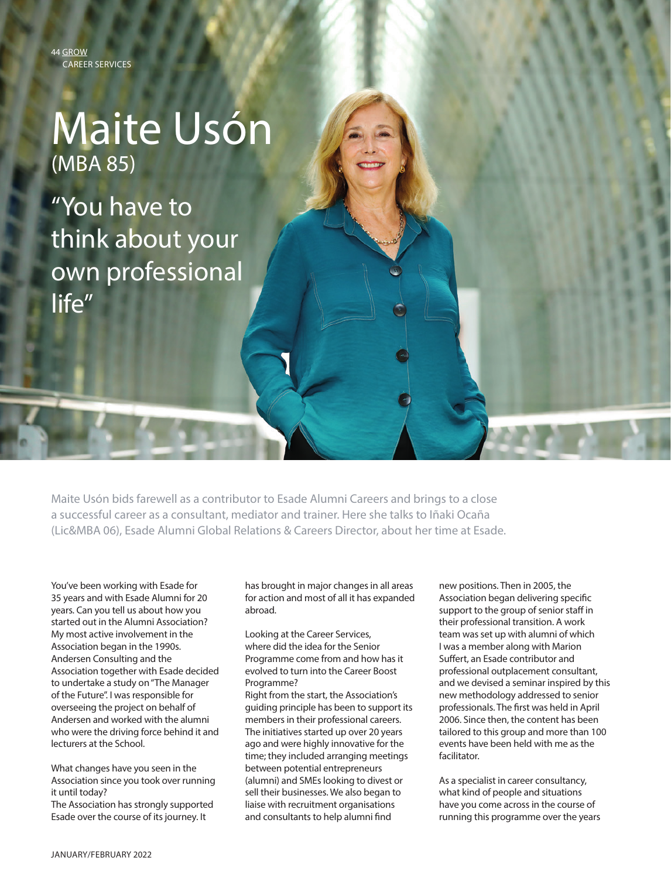# Maite Usón
(MBA 85)

## "You have to think about your own professional life"

Maite Usón bids farewell as a contributor to Esade Alumni Careers and brings to a close a successful career as a consultant, mediator and trainer. Here she talks to Iñaki Ocaña (Lic&MBA 06), Esade Alumni Global Relations & Careers Director, about her time at Esade.

You've been working with Esade for 35 years and with Esade Alumni for 20 years. Can you tell us about how you started out in the Alumni Association?

My most active involvement in the Association began in the 1990s. Andersen Consulting and the Association together with Esade decided to undertake a study on "The Manager of the Future". I was responsible for overseeing the project on behalf of Andersen and worked with the alumni who were the driving force behind it and lecturers at the School.

What changes have you seen in the Association since you took over running it until today?

The Association has strongly supported Esade over the course of its journey. It has brought in major changes in all areas for action and most of all it has expanded abroad.

Looking at the Career Services, where did the idea for the Senior Programme come from and how has it evolved to turn into the Career Boost Programme?

Right from the start, the Association's guiding principle has been to support its members in their professional careers. The initiatives started up over 20 years ago and were highly innovative for the time; they included arranging meetings between potential entrepreneurs (alumni) and SMEs looking to divest or sell their businesses. We also began to liaise with recruitment organisations and consultants to help alumni find new positions. Then in 2005, the Association began delivering specific support to the group of senior staff in their professional transition. A work team was set up with alumni of which I was a member along with Marion Suffert, an Esade contributor and professional outplacement consultant, and we devised a seminar inspired by this new methodology addressed to senior professionals. The first was held in April 2006. Since then, the content has been tailored to this group and more than 100 events have been held with me as the facilitator.

As a specialist in career consultancy, what kind of people and situations have you come across in the course of running this programme over the years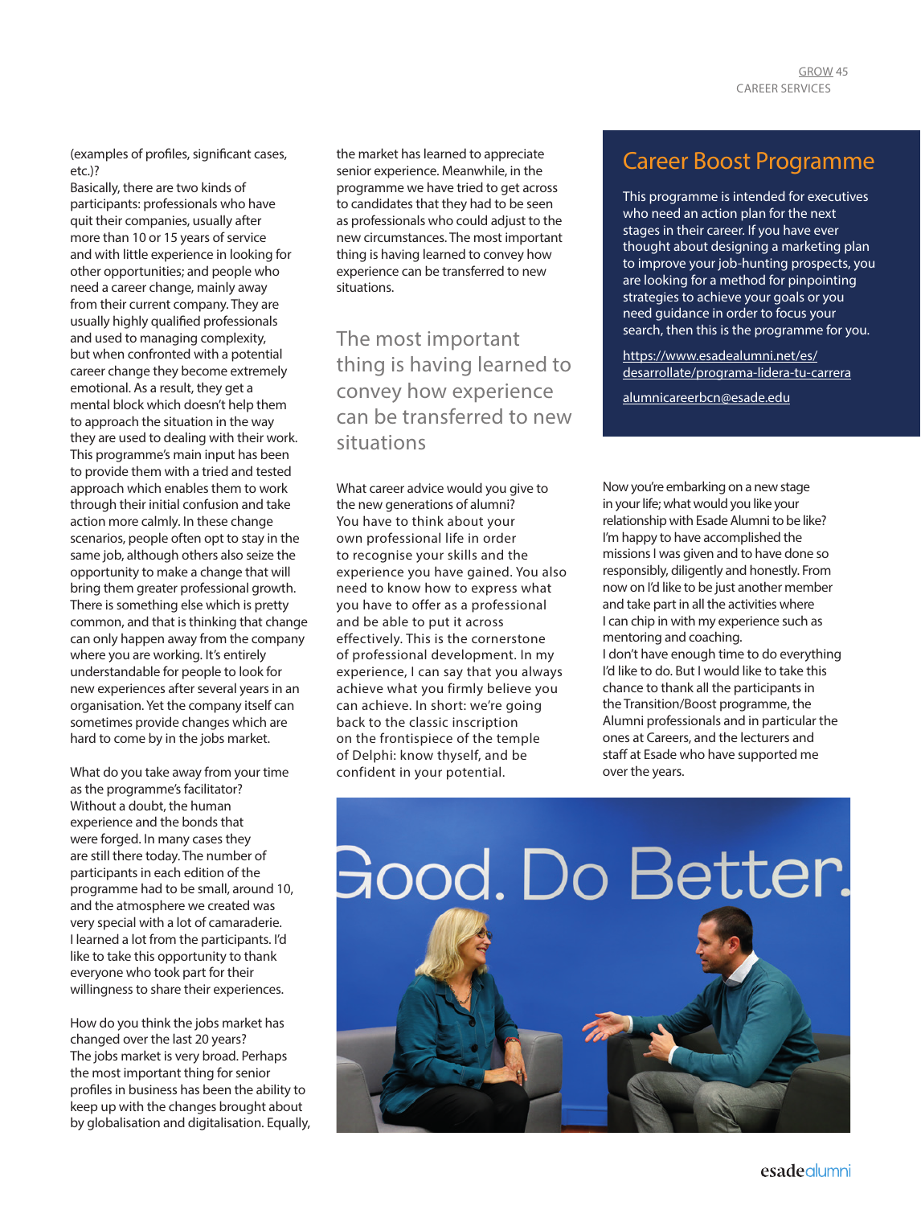(examples of profiles, significant cases, etc.)?
Basically, there are two kinds of participants: professionals who have quit their companies, usually after more than 10 or 15 years of service and with little experience in looking for other opportunities; and people who need a career change, mainly away from their current company. They are usually highly qualified professionals and used to managing complexity, but when confronted with a potential career change they become extremely emotional. As a result, they get a mental block which doesn't help them to approach the situation in the way they are used to dealing with their work. This programme's main input has been to provide them with a tried and tested approach which enables them to work through their initial confusion and take action more calmly. In these change scenarios, people often opt to stay in the same job, although others also seize the opportunity to make a change that will bring them greater professional growth. There is something else which is pretty common, and that is thinking that change can only happen away from the company where you are working. It's entirely understandable for people to look for new experiences after several years in an organisation. Yet the company itself can sometimes provide changes which are hard to come by in the jobs market.

What do you take away from your time as the programme's facilitator?
Without a doubt, the human experience and the bonds that were forged. In many cases they are still there today. The number of participants in each edition of the programme had to be small, around 10, and the atmosphere we created was very special with a lot of camaraderie. I learned a lot from the participants. I'd like to take this opportunity to thank everyone who took part for their willingness to share their experiences.

How do you think the jobs market has changed over the last 20 years?
The jobs market is very broad. Perhaps the most important thing for senior profiles in business has been the ability to keep up with the changes brought about by globalisation and digitalisation. Equally, the market has learned to appreciate senior experience. Meanwhile, in the programme we have tried to get across to candidates that they had to be seen as professionals who could adjust to the new circumstances. The most important thing is having learned to convey how experience can be transferred to new situations.

> The most important thing is having learned to convey how experience can be transferred to new situations

What career advice would you give to the new generations of alumni?
You have to think about your own professional life in order to recognise your skills and the experience you have gained. You also need to know how to express what you have to offer as a professional and be able to put it across effectively. This is the cornerstone of professional development. In my experience, I can say that you always achieve what you firmly believe you can achieve. In short: we're going back to the classic inscription on the frontispiece of the temple of Delphi: know thyself, and be confident in your potential.

## Career Boost Programme

This programme is intended for executives who need an action plan for the next stages in their career. If you have ever thought about designing a marketing plan to improve your job-hunting prospects, you are looking for a method for pinpointing strategies to achieve your goals or you need guidance in order to focus your search, then this is the programme for you.

https://www.esadealumni.net/es/desarrollate/programa-lidera-tu-carrera

alumnicareerbcn@esade.edu

Now you're embarking on a new stage in your life; what would you like your relationship with Esade Alumni to be like?
I'm happy to have accomplished the missions I was given and to have done so responsibly, diligently and honestly. From now on I'd like to be just another member and take part in all the activities where I can chip in with my experience such as mentoring and coaching.
I don't have enough time to do everything I'd like to do. But I would like to take this chance to thank all the participants in the Transition/Boost programme, the Alumni professionals and in particular the ones at Careers, and the lecturers and staff at Esade who have supported me over the years.